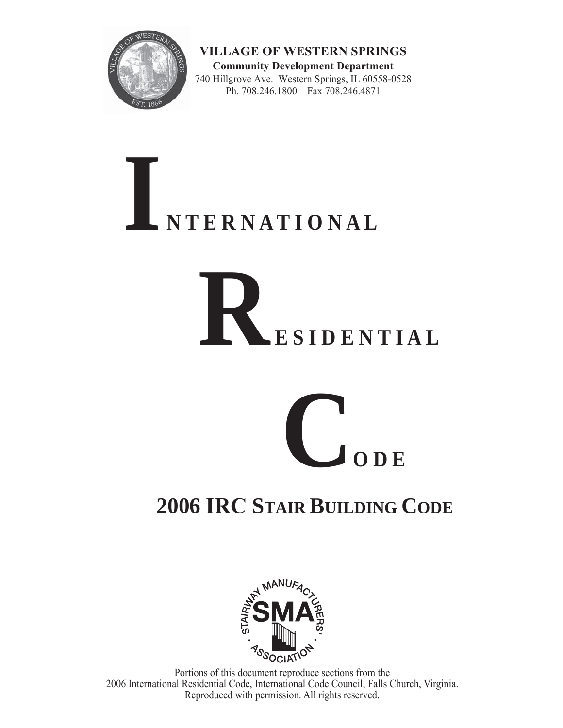**VILLAGE OF WESTERN SPRINGS**
**Community Development Department**
740 Hillgrove Ave. Western Springs, IL 60558-0528
Ph. 708.246.1800 Fax 708.246.4871

# INTERNATIONAL

# RESIDENTIAL

# CODE

## 2006 IRC STAIR BUILDING CODE

Portions of this document reproduce sections from the 2006 International Residential Code, International Code Council, Falls Church, Virginia. Reproduced with permission. All rights reserved.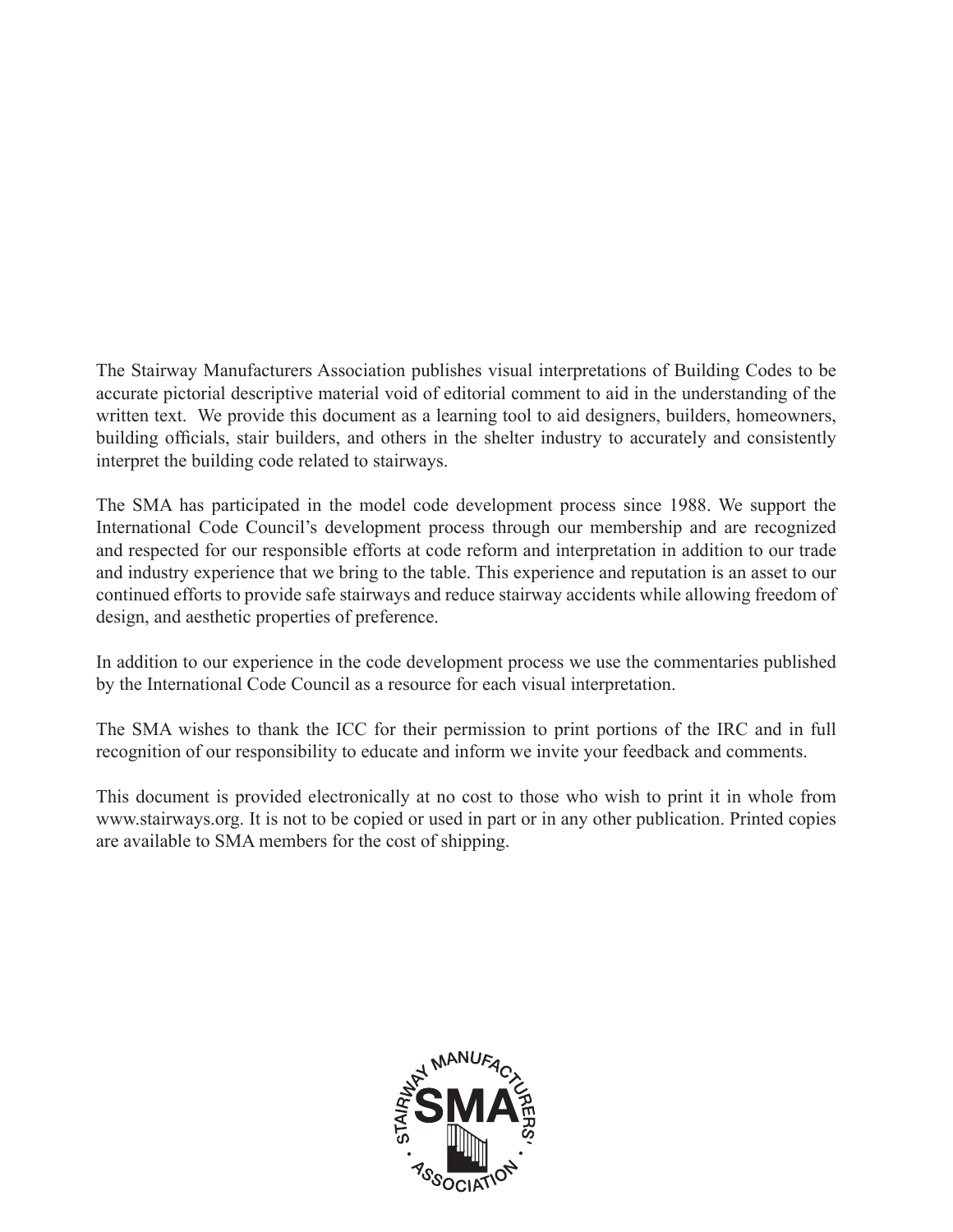The Stairway Manufacturers Association publishes visual interpretations of Building Codes to be accurate pictorial descriptive material void of editorial comment to aid in the understanding of the written text. We provide this document as a learning tool to aid designers, builders, homeowners, building officials, stair builders, and others in the shelter industry to accurately and consistently interpret the building code related to stairways.

The SMA has participated in the model code development process since 1988. We support the International Code Council's development process through our membership and are recognized and respected for our responsible efforts at code reform and interpretation in addition to our trade and industry experience that we bring to the table. This experience and reputation is an asset to our continued efforts to provide safe stairways and reduce stairway accidents while allowing freedom of design, and aesthetic properties of preference.

In addition to our experience in the code development process we use the commentaries published by the International Code Council as a resource for each visual interpretation.

The SMA wishes to thank the ICC for their permission to print portions of the IRC and in full recognition of our responsibility to educate and inform we invite your feedback and comments.

This document is provided electronically at no cost to those who wish to print it in whole from www.stairways.org. It is not to be copied or used in part or in any other publication. Printed copies are available to SMA members for the cost of shipping.

STAIRWAY MANUFACTURERS' ASSOCIATION

SMA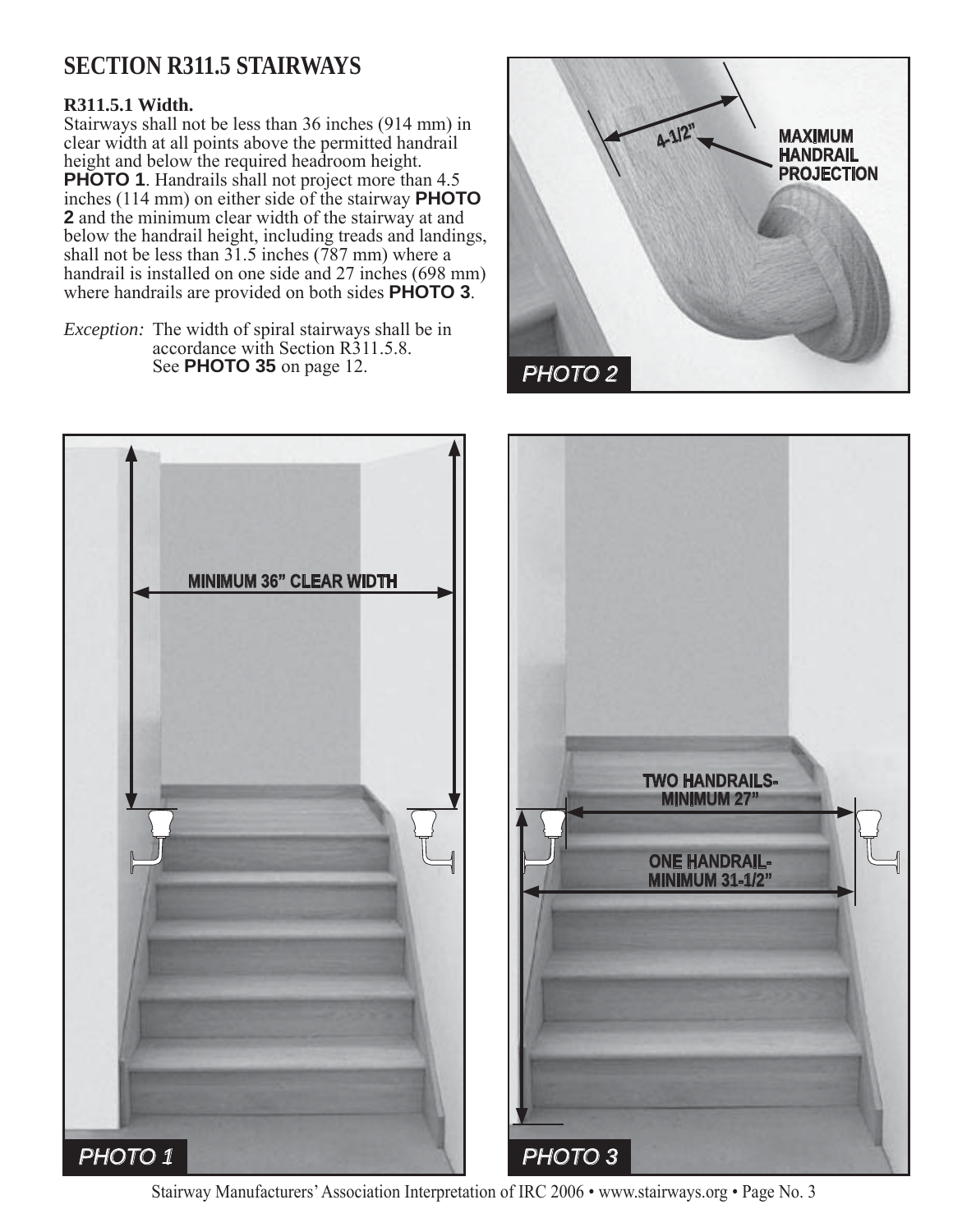## SECTION R311.5 STAIRWAYS

**R311.5.1 Width.**

Stairways shall not be less than 36 inches (914 mm) in clear width at all points above the permitted handrail height and below the required headroom height. **PHOTO 1**. Handrails shall not project more than 4.5 inches (114 mm) on either side of the stairway **PHOTO 2** and the minimum clear width of the stairway at and below the handrail height, including treads and landings, shall not be less than 31.5 inches (787 mm) where a handrail is installed on one side and 27 inches (698 mm) where handrails are provided on both sides **PHOTO 3**.

*Exception:* The width of spiral stairways shall be in accordance with Section R311.5.8. See **PHOTO 35** on page 12.

4-1/2" MAXIMUM HANDRAIL PROJECTION

PHOTO 2

MINIMUM 36" CLEAR WIDTH

PHOTO 1

TWO HANDRAILS-MINIMUM 27"

ONE HANDRAIL-MINIMUM 31-1/2"

PHOTO 3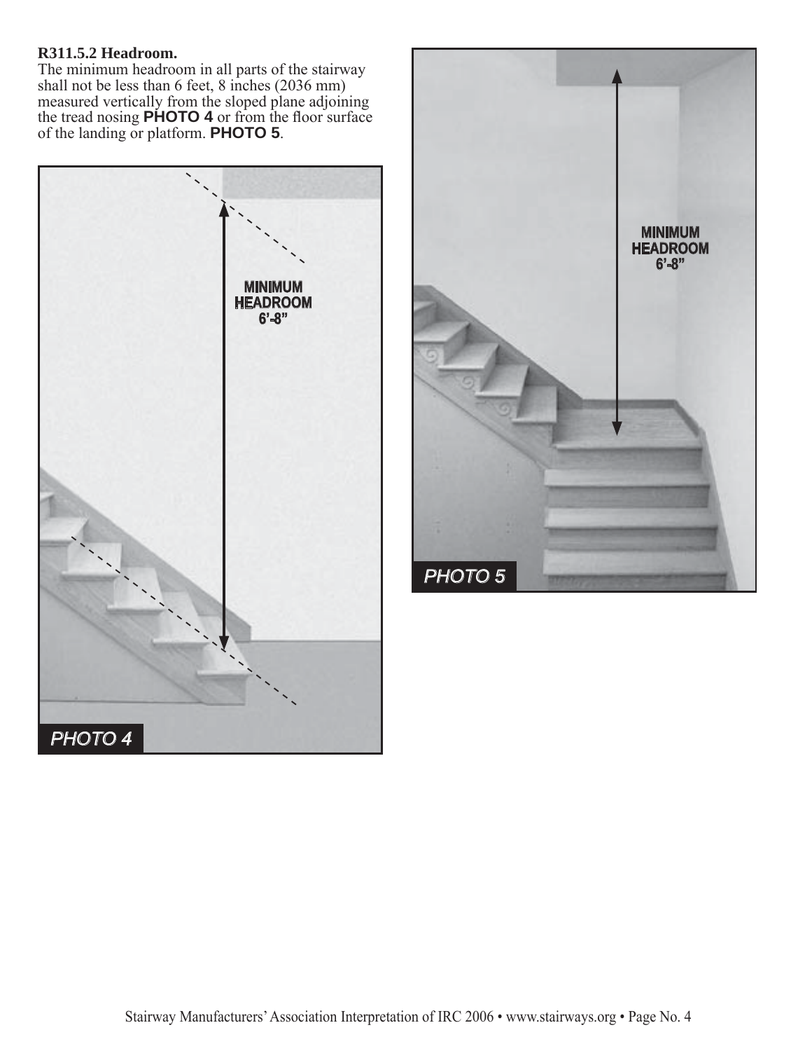**R311.5.2 Headroom.**

The minimum headroom in all parts of the stairway shall not be less than 6 feet, 8 inches (2036 mm) measured vertically from the sloped plane adjoining the tread nosing **PHOTO 4** or from the floor surface of the landing or platform. **PHOTO 5**.

MINIMUM HEADROOM 6'-8"

*PHOTO 4*

MINIMUM HEADROOM 6'-8"

*PHOTO 5*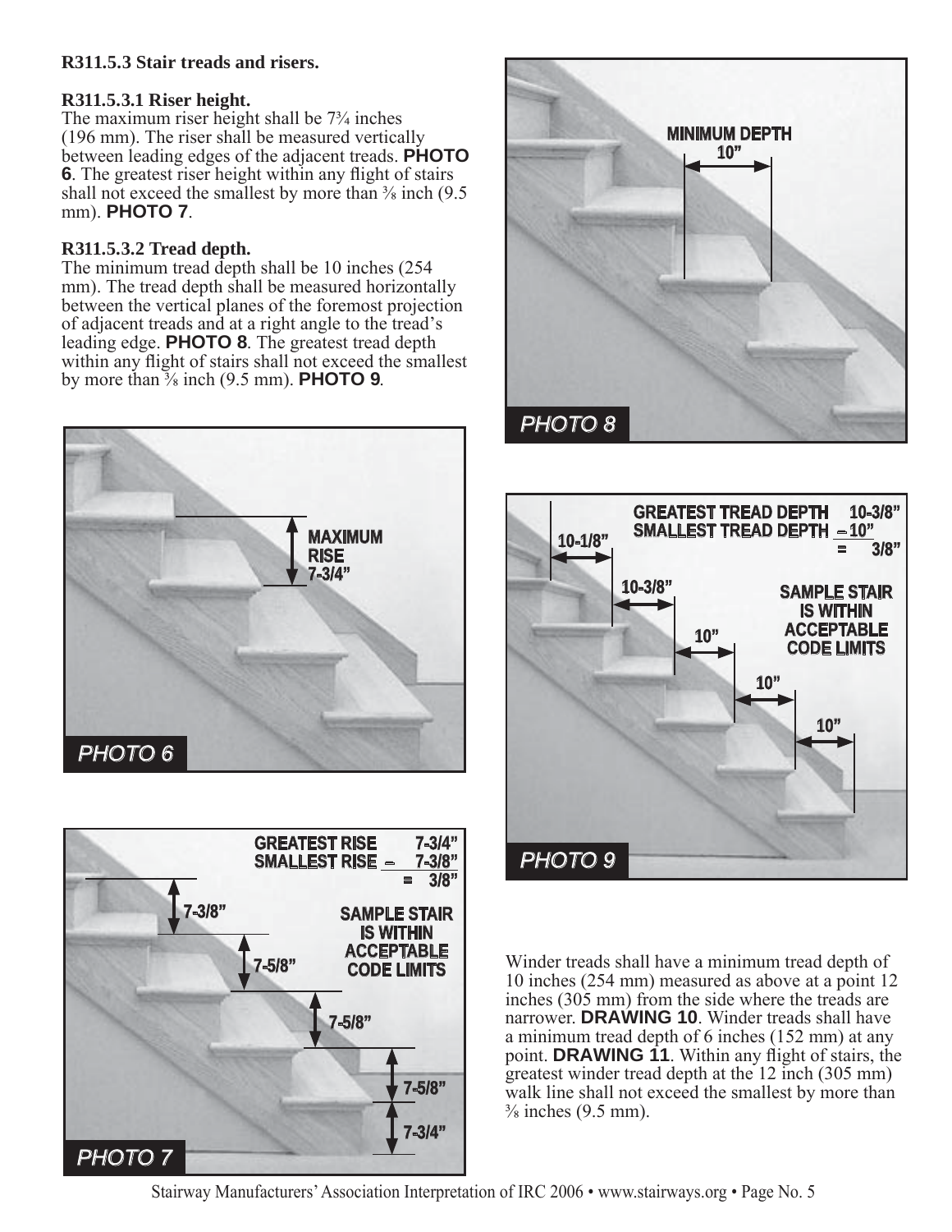**R311.5.3 Stair treads and risers.**

**R311.5.3.1 Riser height.**
The maximum riser height shall be 7¾ inches (196 mm). The riser shall be measured vertically between leading edges of the adjacent treads. **PHOTO 6**. The greatest riser height within any flight of stairs shall not exceed the smallest by more than ⅜ inch (9.5 mm). **PHOTO 7**.

**R311.5.3.2 Tread depth.**
The minimum tread depth shall be 10 inches (254 mm). The tread depth shall be measured horizontally between the vertical planes of the foremost projection of adjacent treads and at a right angle to the tread's leading edge. **PHOTO 8**. The greatest tread depth within any flight of stairs shall not exceed the smallest by more than ⅜ inch (9.5 mm). **PHOTO 9**.

MAXIMUM RISE 7-3/4"

*PHOTO 6*

GREATEST RISE 7-3/4"
SMALLEST RISE – 7-3/8"
= 3/8"

7-3/8" | 7-5/8" | 7-5/8" | 7-5/8" | 7-3/4"

SAMPLE STAIR IS WITHIN ACCEPTABLE CODE LIMITS

*PHOTO 7*

MINIMUM DEPTH 10"

*PHOTO 8*

GREATEST TREAD DEPTH 10-3/8"
SMALLEST TREAD DEPTH – 10"
= 3/8"

10-1/8" | 10-3/8" | 10" | 10" | 10"

SAMPLE STAIR IS WITHIN ACCEPTABLE CODE LIMITS

*PHOTO 9*

Winder treads shall have a minimum tread depth of 10 inches (254 mm) measured as above at a point 12 inches (305 mm) from the side where the treads are narrower. **DRAWING 10**. Winder treads shall have a minimum tread depth of 6 inches (152 mm) at any point. **DRAWING 11**. Within any flight of stairs, the greatest winder tread depth at the 12 inch (305 mm) walk line shall not exceed the smallest by more than ⅜ inches (9.5 mm).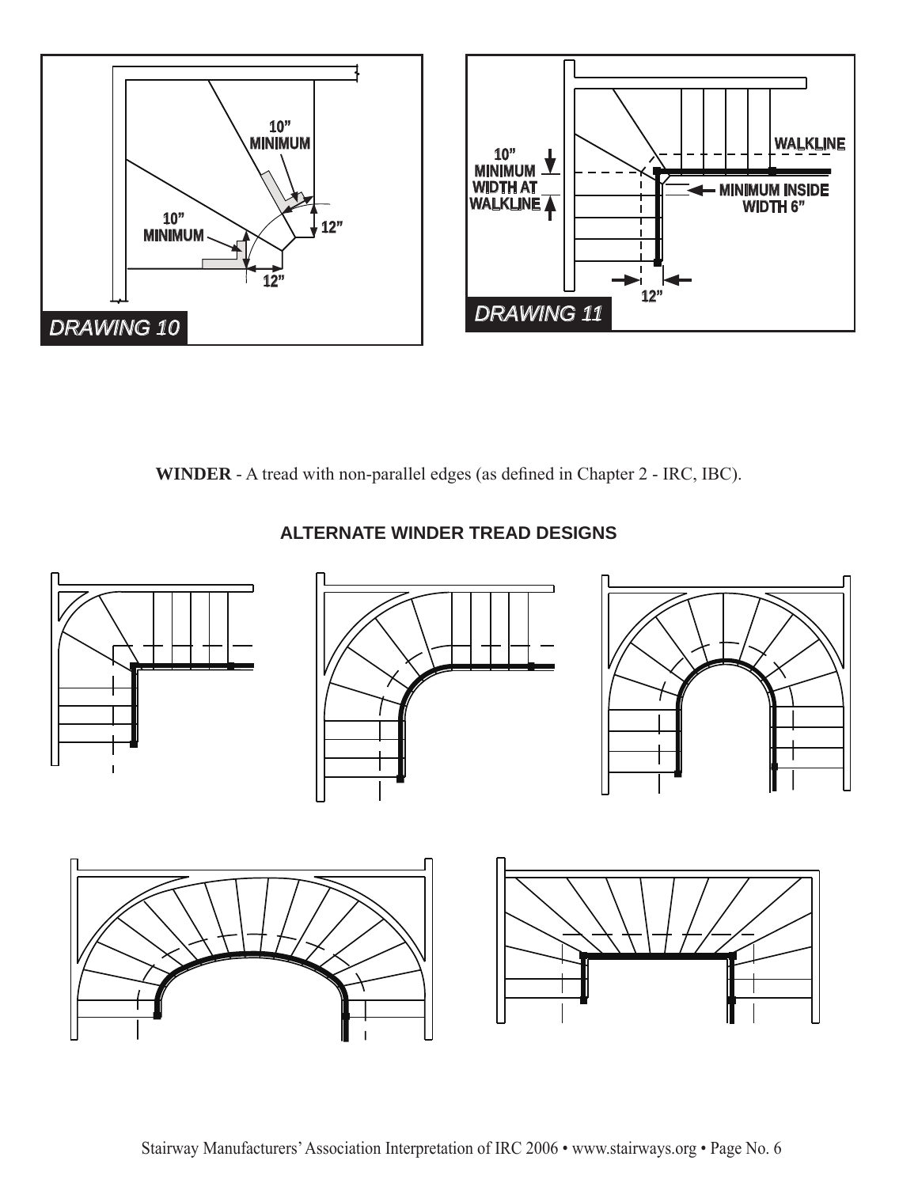DRAWING 10

10" MINIMUM

10" MINIMUM

12"

12"

DRAWING 11

10" MINIMUM WIDTH AT WALKLINE

WALKLINE

MINIMUM INSIDE WIDTH 6"

12"

**WINDER** - A tread with non-parallel edges (as defined in Chapter 2 - IRC, IBC).

## ALTERNATE WINDER TREAD DESIGNS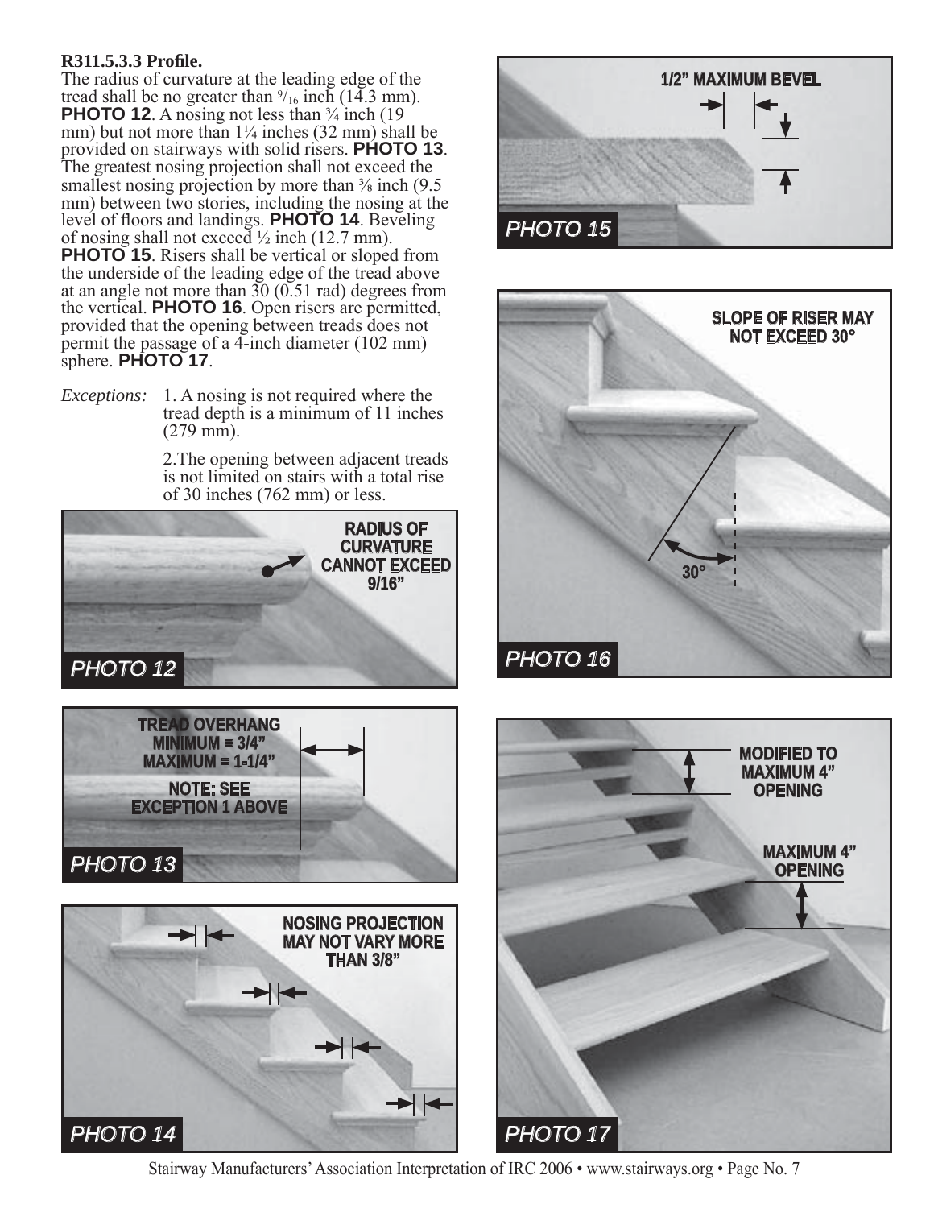**R311.5.3.3 Profile.**
The radius of curvature at the leading edge of the tread shall be no greater than $^9/_{16}$ inch (14.3 mm). **PHOTO 12**. A nosing not less than ¾ inch (19 mm) but not more than 1¼ inches (32 mm) shall be provided on stairways with solid risers. **PHOTO 13**. The greatest nosing projection shall not exceed the smallest nosing projection by more than ⅜ inch (9.5 mm) between two stories, including the nosing at the level of floors and landings. **PHOTO 14**. Beveling of nosing shall not exceed ½ inch (12.7 mm). **PHOTO 15**. Risers shall be vertical or sloped from the underside of the leading edge of the tread above at an angle not more than 30 (0.51 rad) degrees from the vertical. **PHOTO 16**. Open risers are permitted, provided that the opening between treads does not permit the passage of a 4-inch diameter (102 mm) sphere. **PHOTO 17**.

*Exceptions:*
1. A nosing is not required where the tread depth is a minimum of 11 inches (279 mm).
2. The opening between adjacent treads is not limited on stairs with a total rise of 30 inches (762 mm) or less.

RADIUS OF CURVATURE CANNOT EXCEED 9/16"

PHOTO 12

TREAD OVERHANG MINIMUM = 3/4" MAXIMUM = 1-1/4"

NOTE: SEE EXCEPTION 1 ABOVE

PHOTO 13

NOSING PROJECTION MAY NOT VARY MORE THAN 3/8"

PHOTO 14

1/2" MAXIMUM BEVEL

PHOTO 15

SLOPE OF RISER MAY NOT EXCEED 30°

30°

PHOTO 16

MODIFIED TO MAXIMUM 4" OPENING

MAXIMUM 4" OPENING

PHOTO 17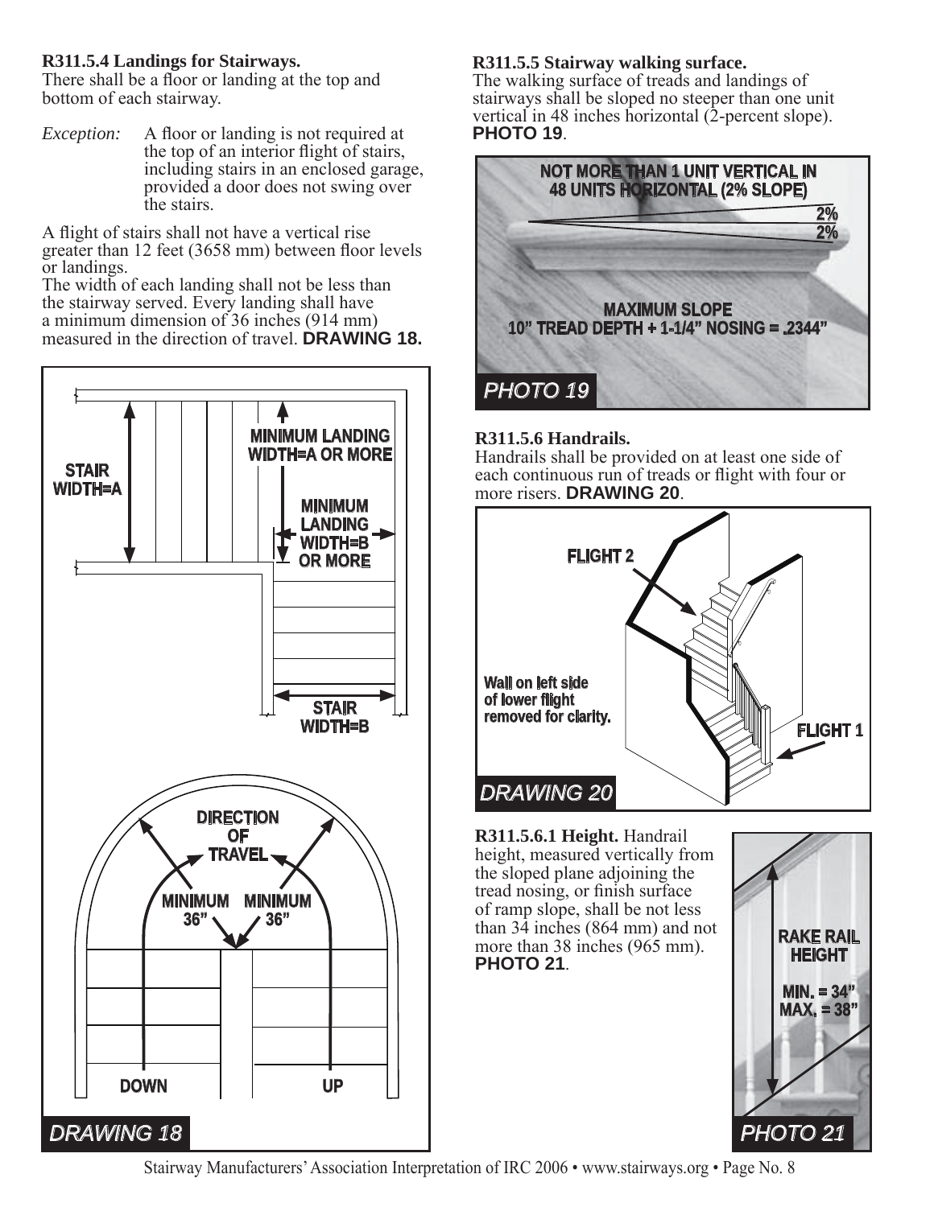**R311.5.4 Landings for Stairways.**
There shall be a floor or landing at the top and bottom of each stairway.

*Exception:* A floor or landing is not required at the top of an interior flight of stairs, including stairs in an enclosed garage, provided a door does not swing over the stairs.

A flight of stairs shall not have a vertical rise greater than 12 feet (3658 mm) between floor levels or landings.
The width of each landing shall not be less than the stairway served. Every landing shall have a minimum dimension of 36 inches (914 mm) measured in the direction of travel. **DRAWING 18.**

STAIR WIDTH=A

MINIMUM LANDING WIDTH=A OR MORE

MINIMUM LANDING WIDTH=B OR MORE

STAIR WIDTH=B

DIRECTION OF TRAVEL

MINIMUM 36"

MINIMUM 36"

DOWN

UP

*DRAWING 18*

**R311.5.5 Stairway walking surface.**
The walking surface of treads and landings of stairways shall be sloped no steeper than one unit vertical in 48 inches horizontal (2-percent slope). **PHOTO 19**.

NOT MORE THAN 1 UNIT VERTICAL IN 48 UNITS HORIZONTAL (2% SLOPE)

2%

2%

MAXIMUM SLOPE
10" TREAD DEPTH + 1-1/4" NOSING = .2344"

*PHOTO 19*

**R311.5.6 Handrails.**
Handrails shall be provided on at least one side of each continuous run of treads or flight with four or more risers. **DRAWING 20**.

FLIGHT 2

Wall on left side of lower flight removed for clarity.

FLIGHT 1

*DRAWING 20*

**R311.5.6.1 Height.** Handrail height, measured vertically from the sloped plane adjoining the tread nosing, or finish surface of ramp slope, shall be not less than 34 inches (864 mm) and not more than 38 inches (965 mm). **PHOTO 21**.

RAKE RAIL HEIGHT

MIN. = 34"
MAX. = 38"

*PHOTO 21*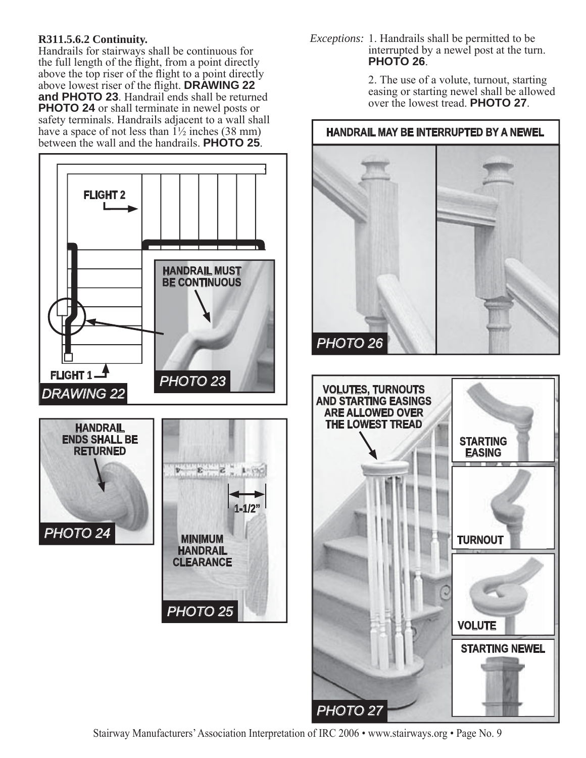**R311.5.6.2 Continuity.**

Handrails for stairways shall be continuous for the full length of the flight, from a point directly above the top riser of the flight to a point directly above lowest riser of the flight. **DRAWING 22 and PHOTO 23**. Handrail ends shall be returned **PHOTO 24** or shall terminate in newel posts or safety terminals. Handrails adjacent to a wall shall have a space of not less than 1½ inches (38 mm) between the wall and the handrails. **PHOTO 25**.

*Exceptions:* 1. Handrails shall be permitted to be interrupted by a newel post at the turn. **PHOTO 26**.

2. The use of a volute, turnout, starting easing or starting newel shall be allowed over the lowest tread. **PHOTO 27**.

FLIGHT 2

FLIGHT 1

HANDRAIL MUST BE CONTINUOUS

PHOTO 23

DRAWING 22

HANDRAIL ENDS SHALL BE RETURNED

PHOTO 24

1-1/2"

MINIMUM HANDRAIL CLEARANCE

PHOTO 25

HANDRAIL MAY BE INTERRUPTED BY A NEWEL

PHOTO 26

VOLUTES, TURNOUTS AND STARTING EASINGS ARE ALLOWED OVER THE LOWEST TREAD

STARTING EASING

TURNOUT

VOLUTE

STARTING NEWEL

PHOTO 27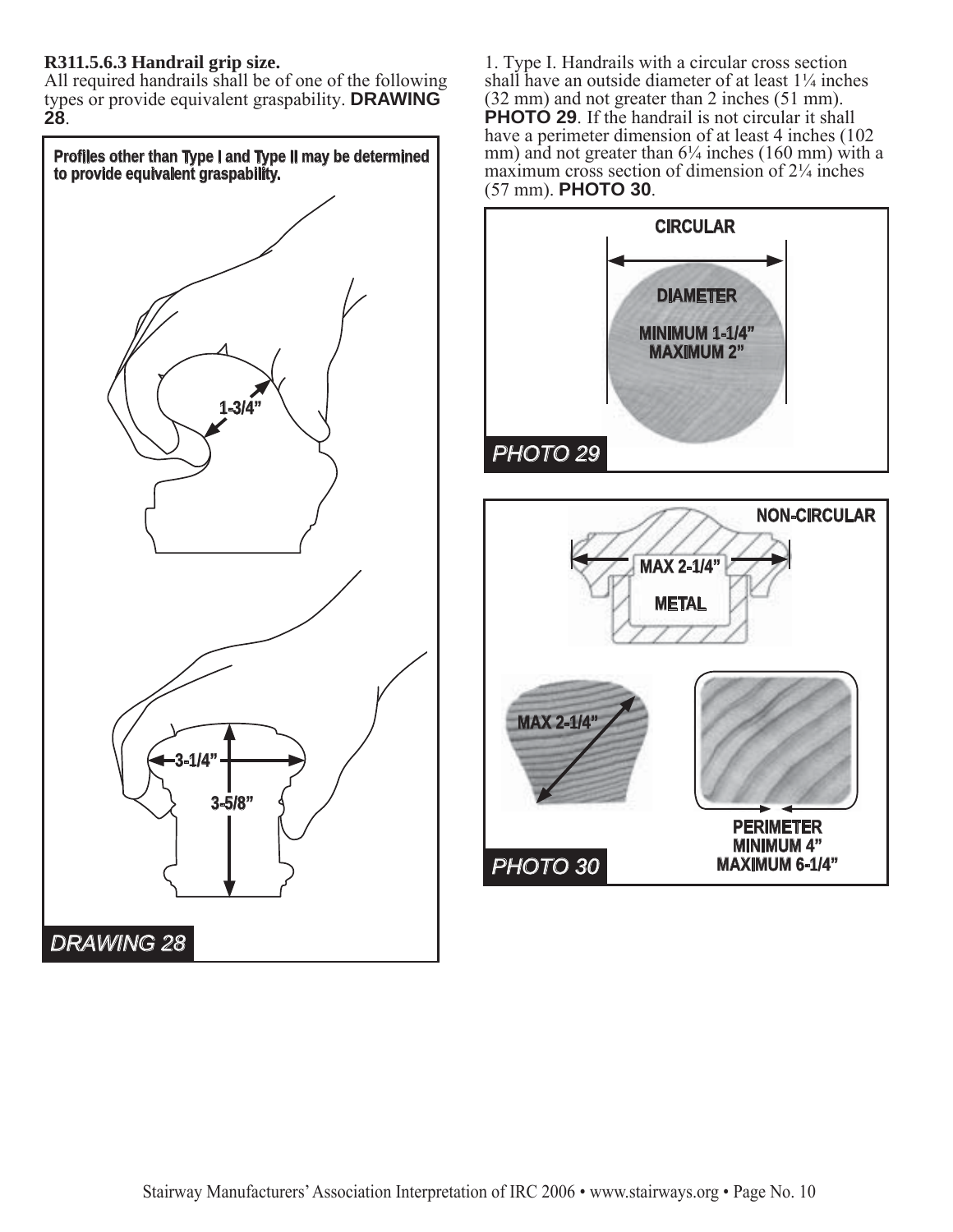**R311.5.6.3 Handrail grip size.**
All required handrails shall be of one of the following types or provide equivalent graspability. **DRAWING 28**.

**Profiles other than Type I and Type II may be determined to provide equivalent graspability.**

1-3/4"

3-1/4"

3-5/8"

*DRAWING 28*

1. Type I. Handrails with a circular cross section shall have an outside diameter of at least 1¼ inches (32 mm) and not greater than 2 inches (51 mm). **PHOTO 29**. If the handrail is not circular it shall have a perimeter dimension of at least 4 inches (102 mm) and not greater than 6¼ inches (160 mm) with a maximum cross section of dimension of 2¼ inches (57 mm). **PHOTO 30**.

**CIRCULAR**

**DIAMETER**

**MINIMUM 1-1/4"**
**MAXIMUM 2"**

*PHOTO 29*

**NON-CIRCULAR**

**MAX 2-1/4"**

**METAL**

**MAX 2-1/4"**

**PERIMETER**
**MINIMUM 4"**
**MAXIMUM 6-1/4"**

*PHOTO 30*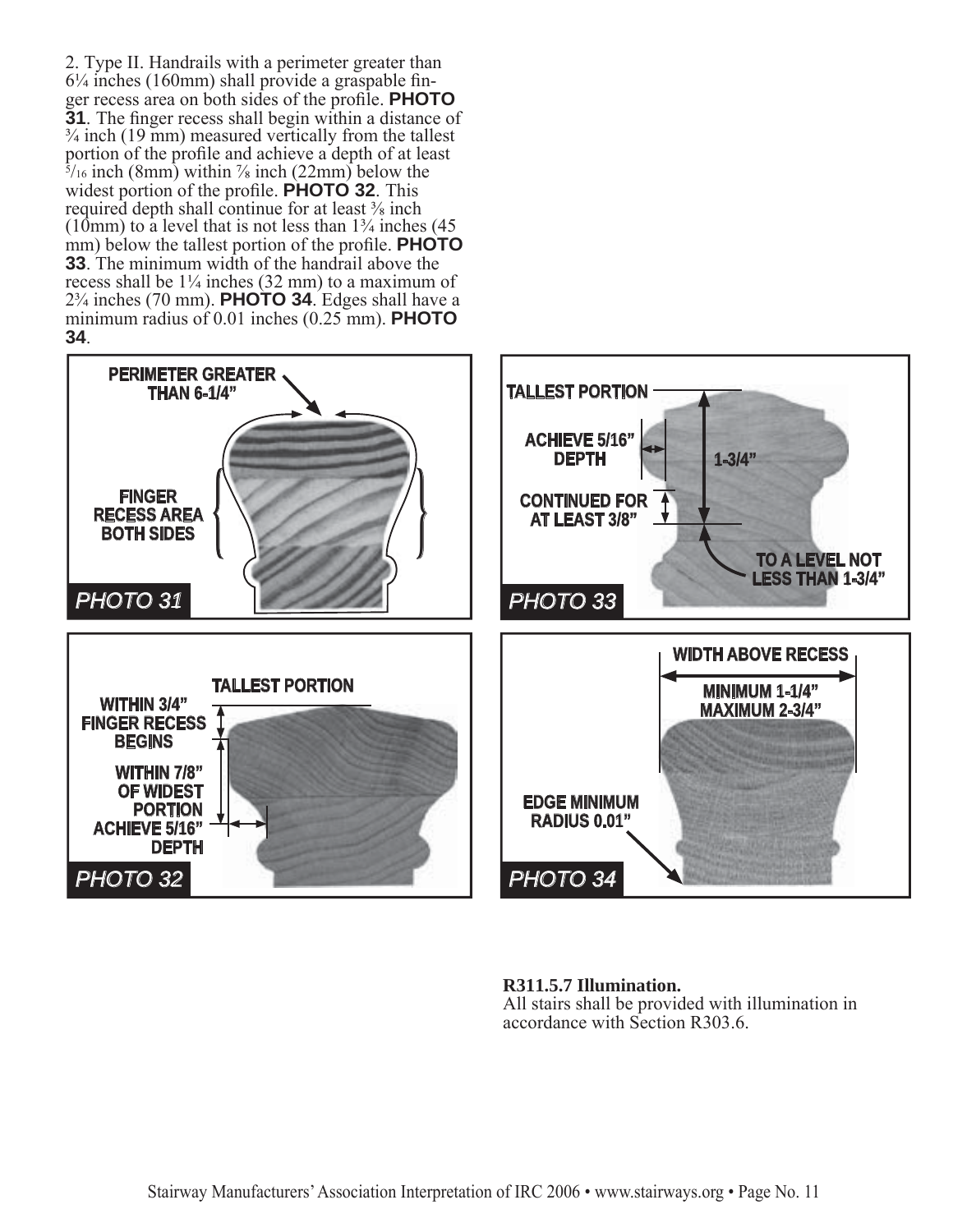2. Type II. Handrails with a perimeter greater than 6¼ inches (160mm) shall provide a graspable finger recess area on both sides of the profile. **PHOTO 31**. The finger recess shall begin within a distance of ¾ inch (19 mm) measured vertically from the tallest portion of the profile and achieve a depth of at least 5/16 inch (8mm) within ⅞ inch (22mm) below the widest portion of the profile. **PHOTO 32**. This required depth shall continue for at least ⅜ inch (10mm) to a level that is not less than 1¾ inches (45 mm) below the tallest portion of the profile. **PHOTO 33**. The minimum width of the handrail above the recess shall be 1¼ inches (32 mm) to a maximum of 2¾ inches (70 mm). **PHOTO 34**. Edges shall have a minimum radius of 0.01 inches (0.25 mm). **PHOTO 34**.

PERIMETER GREATER THAN 6-1/4"

FINGER RECESS AREA BOTH SIDES

*PHOTO 31*

TALLEST PORTION

ACHIEVE 5/16" DEPTH

1-3/4"

CONTINUED FOR AT LEAST 3/8"

TO A LEVEL NOT LESS THAN 1-3/4"

*PHOTO 33*

TALLEST PORTION

WITHIN 3/4" FINGER RECESS BEGINS

WITHIN 7/8" OF WIDEST PORTION ACHIEVE 5/16" DEPTH

*PHOTO 32*

WIDTH ABOVE RECESS

MINIMUM 1-1/4" MAXIMUM 2-3/4"

EDGE MINIMUM RADIUS 0.01"

*PHOTO 34*

**R311.5.7 Illumination.**
All stairs shall be provided with illumination in accordance with Section R303.6.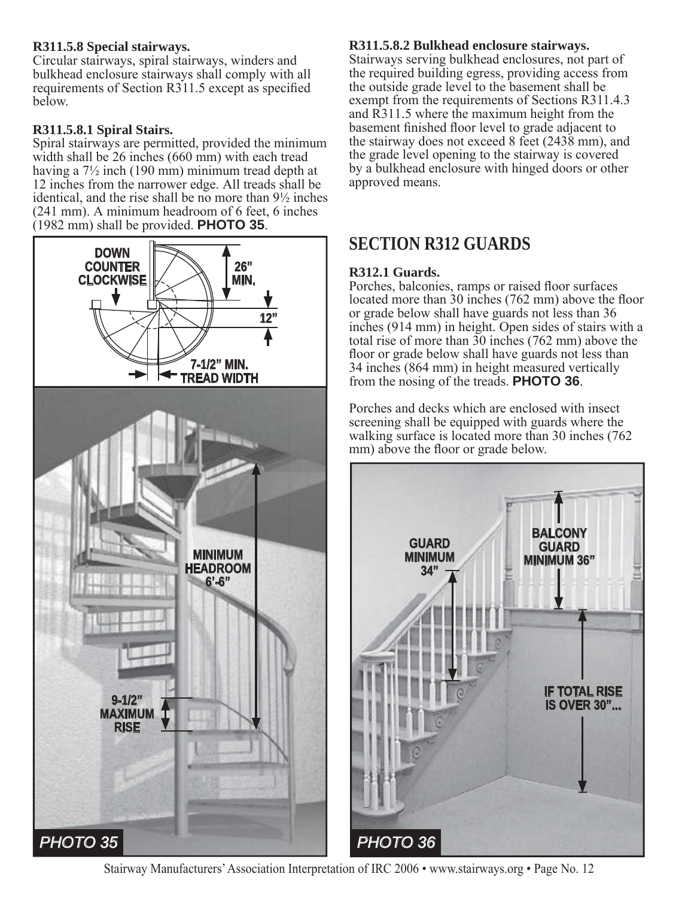**R311.5.8 Special stairways.**
Circular stairways, spiral stairways, winders and bulkhead enclosure stairways shall comply with all requirements of Section R311.5 except as specified below.

**R311.5.8.1 Spiral Stairs.**
Spiral stairways are permitted, provided the minimum width shall be 26 inches (660 mm) with each tread having a 7½ inch (190 mm) minimum tread depth at 12 inches from the narrower edge. All treads shall be identical, and the rise shall be no more than 9½ inches (241 mm). A minimum headroom of 6 feet, 6 inches (1982 mm) shall be provided. **PHOTO 35**.

DOWN COUNTER CLOCKWISE

26" MIN.

12"

7-1/2" MIN. TREAD WIDTH

MINIMUM HEADROOM 6'-6"

9-1/2" MAXIMUM RISE

*PHOTO 35*

**R311.5.8.2 Bulkhead enclosure stairways.**
Stairways serving bulkhead enclosures, not part of the required building egress, providing access from the outside grade level to the basement shall be exempt from the requirements of Sections R311.4.3 and R311.5 where the maximum height from the basement finished floor level to grade adjacent to the stairway does not exceed 8 feet (2438 mm), and the grade level opening to the stairway is covered by a bulkhead enclosure with hinged doors or other approved means.

## SECTION R312 GUARDS

**R312.1 Guards.**
Porches, balconies, ramps or raised floor surfaces located more than 30 inches (762 mm) above the floor or grade below shall have guards not less than 36 inches (914 mm) in height. Open sides of stairs with a total rise of more than 30 inches (762 mm) above the floor or grade below shall have guards not less than 34 inches (864 mm) in height measured vertically from the nosing of the treads. **PHOTO 36**.

Porches and decks which are enclosed with insect screening shall be equipped with guards where the walking surface is located more than 30 inches (762 mm) above the floor or grade below.

GUARD MINIMUM 34"

BALCONY GUARD MINIMUM 36"

IF TOTAL RISE IS OVER 30"...

*PHOTO 36*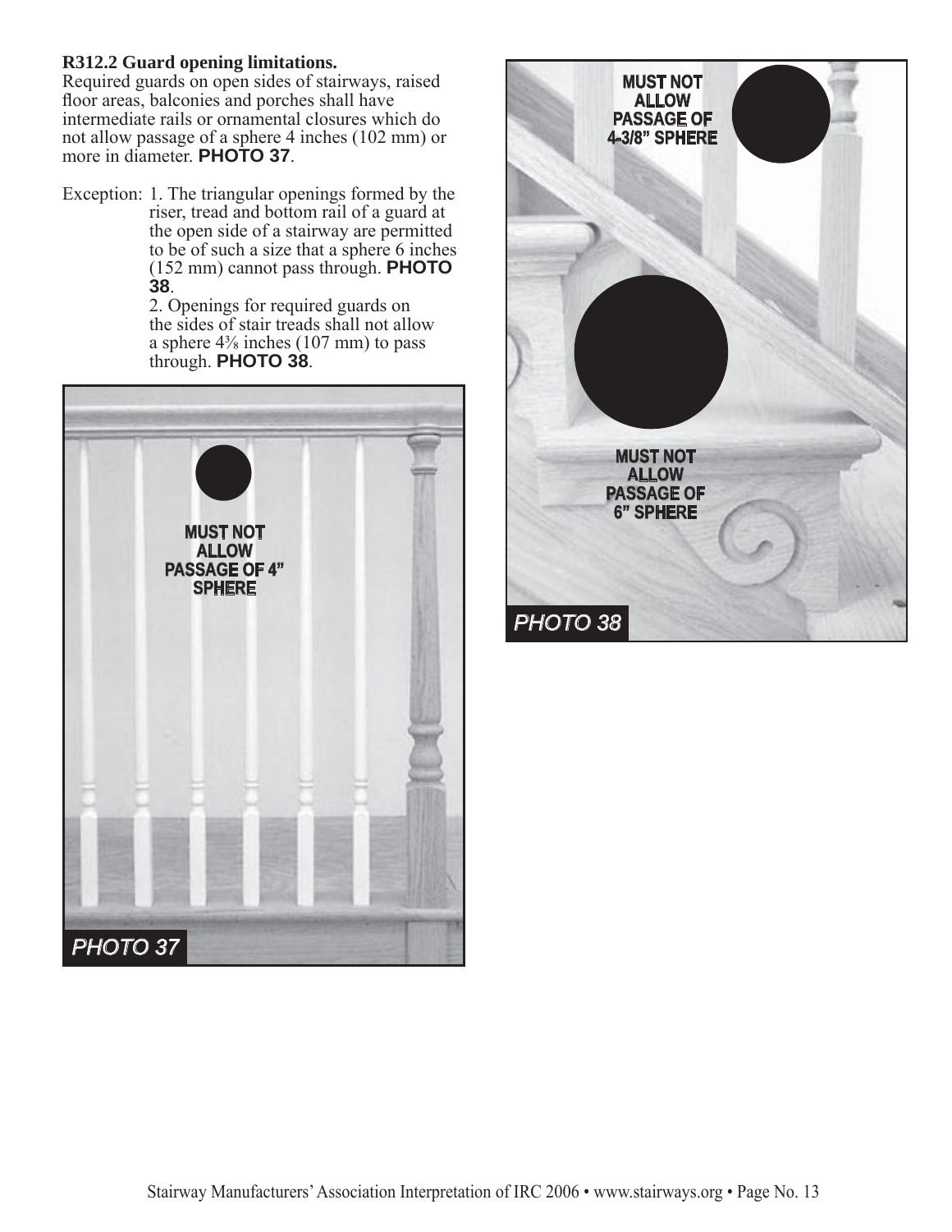**R312.2 Guard opening limitations.**

Required guards on open sides of stairways, raised floor areas, balconies and porches shall have intermediate rails or ornamental closures which do not allow passage of a sphere 4 inches (102 mm) or more in diameter. **PHOTO 37**.

Exception: 1. The triangular openings formed by the riser, tread and bottom rail of a guard at the open side of a stairway are permitted to be of such a size that a sphere 6 inches (152 mm) cannot pass through. **PHOTO 38**.

2. Openings for required guards on the sides of stair treads shall not allow a sphere 4⅜ inches (107 mm) to pass through. **PHOTO 38**.

MUST NOT ALLOW PASSAGE OF 4" SPHERE

*PHOTO 37*

MUST NOT ALLOW PASSAGE OF 4-3/8" SPHERE

MUST NOT ALLOW PASSAGE OF 6" SPHERE

*PHOTO 38*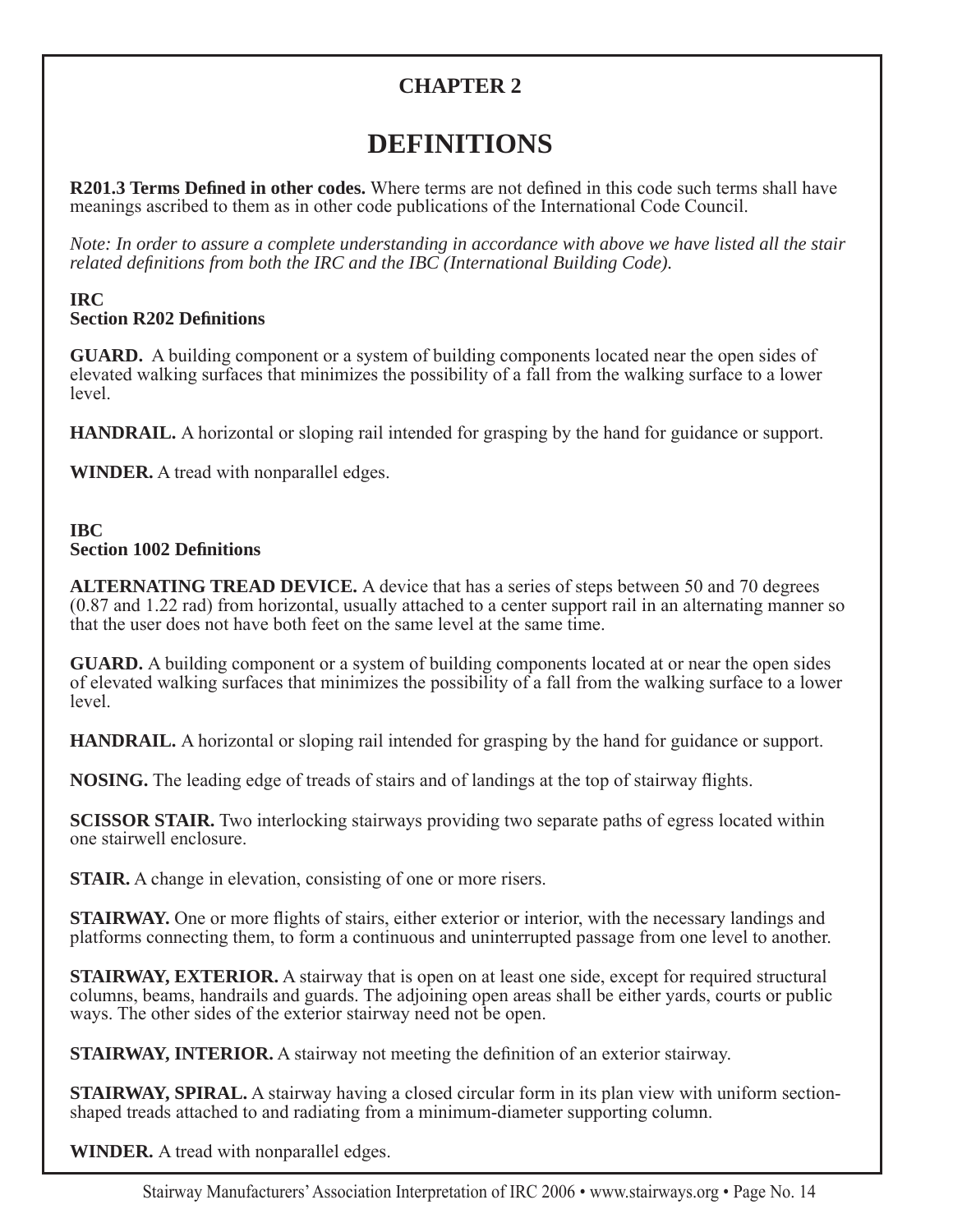## CHAPTER 2

# DEFINITIONS

**R201.3 Terms Defined in other codes.** Where terms are not defined in this code such terms shall have meanings ascribed to them as in other code publications of the International Code Council.

*Note: In order to assure a complete understanding in accordance with above we have listed all the stair related definitions from both the IRC and the IBC (International Building Code).*

**IRC**
**Section R202 Definitions**

**GUARD.** A building component or a system of building components located near the open sides of elevated walking surfaces that minimizes the possibility of a fall from the walking surface to a lower level.

**HANDRAIL.** A horizontal or sloping rail intended for grasping by the hand for guidance or support.

**WINDER.** A tread with nonparallel edges.

**IBC**
**Section 1002 Definitions**

**ALTERNATING TREAD DEVICE.** A device that has a series of steps between 50 and 70 degrees (0.87 and 1.22 rad) from horizontal, usually attached to a center support rail in an alternating manner so that the user does not have both feet on the same level at the same time.

**GUARD.** A building component or a system of building components located at or near the open sides of elevated walking surfaces that minimizes the possibility of a fall from the walking surface to a lower level.

**HANDRAIL.** A horizontal or sloping rail intended for grasping by the hand for guidance or support.

**NOSING.** The leading edge of treads of stairs and of landings at the top of stairway flights.

**SCISSOR STAIR.** Two interlocking stairways providing two separate paths of egress located within one stairwell enclosure.

**STAIR.** A change in elevation, consisting of one or more risers.

**STAIRWAY.** One or more flights of stairs, either exterior or interior, with the necessary landings and platforms connecting them, to form a continuous and uninterrupted passage from one level to another.

**STAIRWAY, EXTERIOR.** A stairway that is open on at least one side, except for required structural columns, beams, handrails and guards. The adjoining open areas shall be either yards, courts or public ways. The other sides of the exterior stairway need not be open.

**STAIRWAY, INTERIOR.** A stairway not meeting the definition of an exterior stairway.

**STAIRWAY, SPIRAL.** A stairway having a closed circular form in its plan view with uniform section-shaped treads attached to and radiating from a minimum-diameter supporting column.

**WINDER.** A tread with nonparallel edges.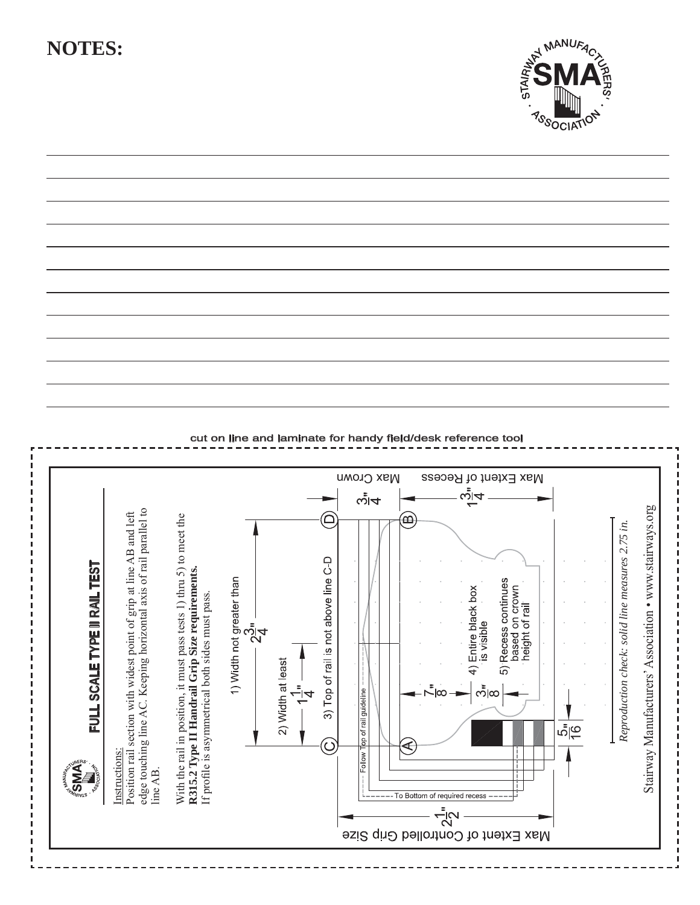# NOTES:

cut on line and laminate for handy field/desk reference tool

## FULL SCALE TYPE II RAIL TEST

Instructions:
Position rail section with widest point of grip at line AB and left edge touching line AC. Keeping horizontal axis of rail parallel to line AB.

With the rail in position, it must pass tests 1) thru 5) to meet the **R315.2 Type II Handrail Grip Size requirements.**
If profile is asymmetrical both sides must pass.

1) Width not greater than 2$\frac{3}{4}$"

2) Width at least 1$\frac{1}{4}$"

3) Top of rail is not above line C-D

4) Entire black box is visible

5) Recess continues based on crown height of rail

Max Crown 
$\frac{3}{4}$"

Max Extent of Recess 
1$\frac{3}{4}$"

Max Extent of Controlled Grip Size 
2$\frac{1}{2}$"

$\frac{7}{8}$"

$\frac{3}{8}$"

$\frac{5}{16}$"

Follow Top of rail guideline

To Bottom of required recess

A B C D

*Reproduction check: solid line measures 2.75 in.*

Stairway Manufacturers' Association • www.stairways.org